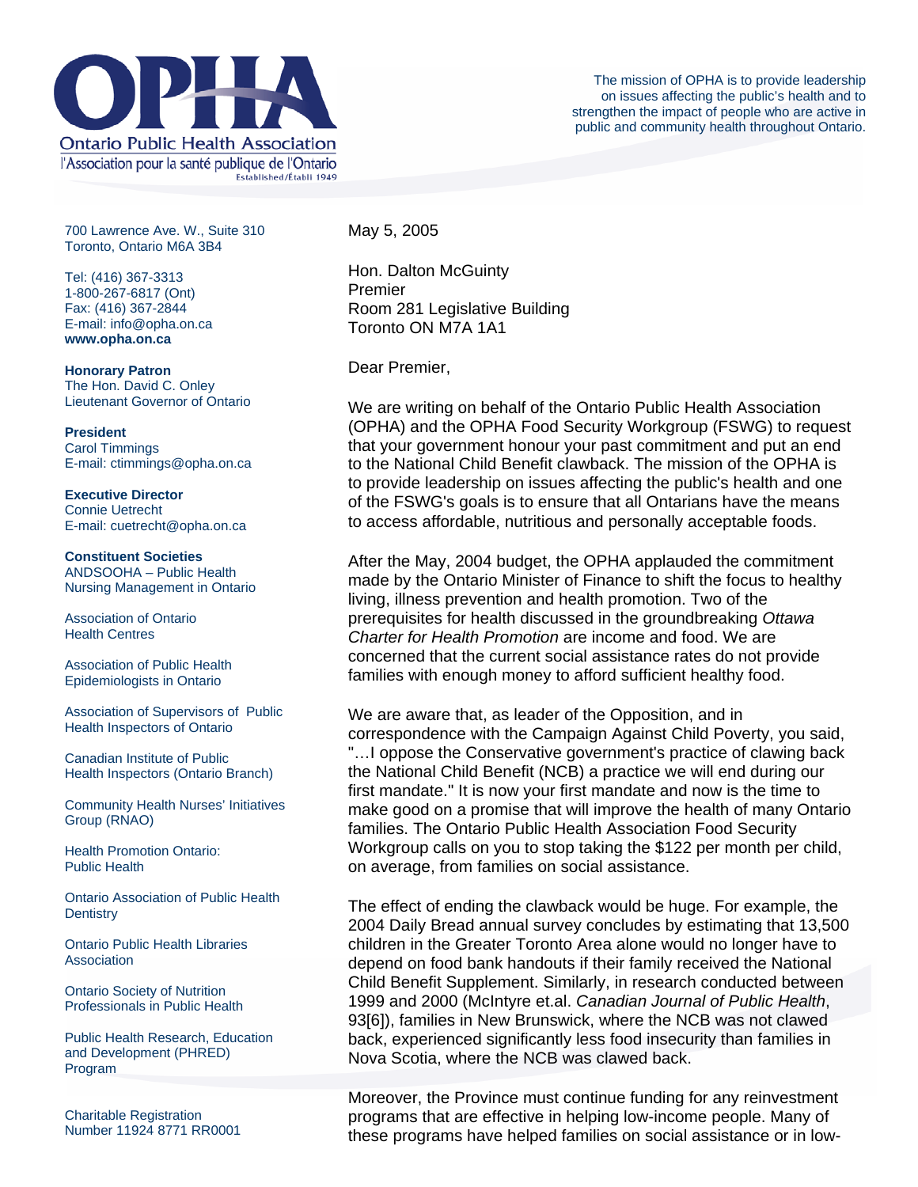# OPHA

Ontario Public Health Association

l'Association pour la santé publique de l'Ontario

Established/Établi 1949

The mission of OPHA is to provide leadership on issues affecting the public's health and to strengthen the impact of people who are active in public and community health throughout Ontario.

700 Lawrence Ave. W., Suite 310
Toronto, Ontario M6A 3B4

Tel: (416) 367-3313
1-800-267-6817 (Ont)
Fax: (416) 367-2844
E-mail: info@opha.on.ca
**www.opha.on.ca**

**Honorary Patron**
The Hon. David C. Onley
Lieutenant Governor of Ontario

**President**
Carol Timmings
E-mail: ctimmings@opha.on.ca

**Executive Director**
Connie Uetrecht
E-mail: cuetrecht@opha.on.ca

**Constituent Societies**

ANDSOOHA – Public Health Nursing Management in Ontario

Association of Ontario Health Centres

Association of Public Health Epidemiologists in Ontario

Association of Supervisors of Public Health Inspectors of Ontario

Canadian Institute of Public Health Inspectors (Ontario Branch)

Community Health Nurses' Initiatives Group (RNAO)

Health Promotion Ontario: Public Health

Ontario Association of Public Health Dentistry

Ontario Public Health Libraries Association

Ontario Society of Nutrition Professionals in Public Health

Public Health Research, Education and Development (PHRED) Program

Charitable Registration Number 11924 8771 RR0001

---

May 5, 2005

Hon. Dalton McGuinty
Premier
Room 281 Legislative Building
Toronto ON M7A 1A1

Dear Premier,

We are writing on behalf of the Ontario Public Health Association (OPHA) and the OPHA Food Security Workgroup (FSWG) to request that your government honour your past commitment and put an end to the National Child Benefit clawback. The mission of the OPHA is to provide leadership on issues affecting the public's health and one of the FSWG's goals is to ensure that all Ontarians have the means to access affordable, nutritious and personally acceptable foods.

After the May, 2004 budget, the OPHA applauded the commitment made by the Ontario Minister of Finance to shift the focus to healthy living, illness prevention and health promotion. Two of the prerequisites for health discussed in the groundbreaking *Ottawa Charter for Health Promotion* are income and food. We are concerned that the current social assistance rates do not provide families with enough money to afford sufficient healthy food.

We are aware that, as leader of the Opposition, and in correspondence with the Campaign Against Child Poverty, you said, "…I oppose the Conservative government's practice of clawing back the National Child Benefit (NCB) a practice we will end during our first mandate." It is now your first mandate and now is the time to make good on a promise that will improve the health of many Ontario families. The Ontario Public Health Association Food Security Workgroup calls on you to stop taking the $122 per month per child, on average, from families on social assistance.

The effect of ending the clawback would be huge. For example, the 2004 Daily Bread annual survey concludes by estimating that 13,500 children in the Greater Toronto Area alone would no longer have to depend on food bank handouts if their family received the National Child Benefit Supplement. Similarly, in research conducted between 1999 and 2000 (McIntyre et.al. *Canadian Journal of Public Health*, 93[6]), families in New Brunswick, where the NCB was not clawed back, experienced significantly less food insecurity than families in Nova Scotia, where the NCB was clawed back.

Moreover, the Province must continue funding for any reinvestment programs that are effective in helping low-income people. Many of these programs have helped families on social assistance or in low-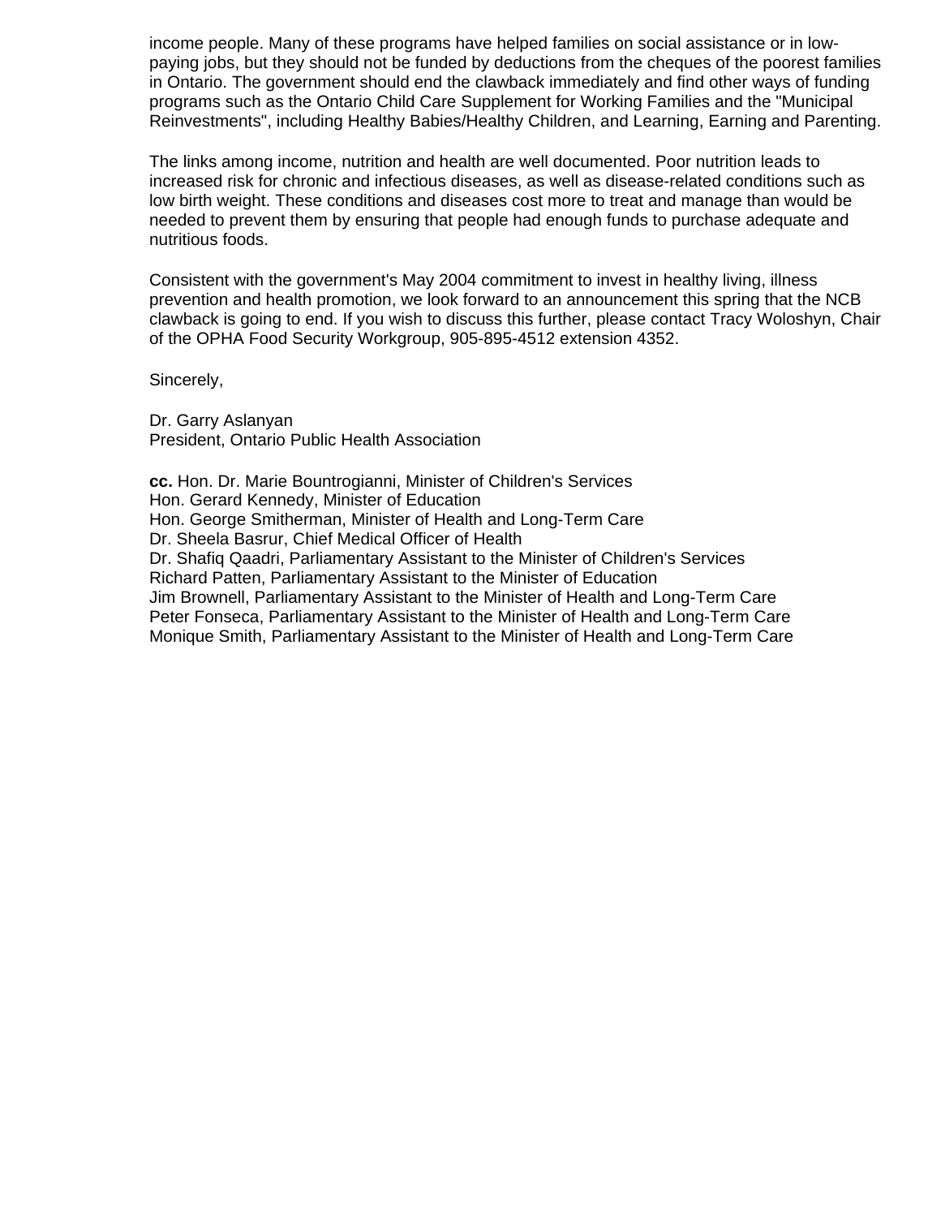income people. Many of these programs have helped families on social assistance or in low-paying jobs, but they should not be funded by deductions from the cheques of the poorest families in Ontario. The government should end the clawback immediately and find other ways of funding programs such as the Ontario Child Care Supplement for Working Families and the "Municipal Reinvestments", including Healthy Babies/Healthy Children, and Learning, Earning and Parenting.

The links among income, nutrition and health are well documented. Poor nutrition leads to increased risk for chronic and infectious diseases, as well as disease-related conditions such as low birth weight. These conditions and diseases cost more to treat and manage than would be needed to prevent them by ensuring that people had enough funds to purchase adequate and nutritious foods.

Consistent with the government's May 2004 commitment to invest in healthy living, illness prevention and health promotion, we look forward to an announcement this spring that the NCB clawback is going to end. If you wish to discuss this further, please contact Tracy Woloshyn, Chair of the OPHA Food Security Workgroup, 905-895-4512 extension 4352.

Sincerely,

Dr. Garry Aslanyan
President, Ontario Public Health Association

**cc.** Hon. Dr. Marie Bountrogianni, Minister of Children's Services
Hon. Gerard Kennedy, Minister of Education
Hon. George Smitherman, Minister of Health and Long-Term Care
Dr. Sheela Basrur, Chief Medical Officer of Health
Dr. Shafiq Qaadri, Parliamentary Assistant to the Minister of Children's Services
Richard Patten, Parliamentary Assistant to the Minister of Education
Jim Brownell, Parliamentary Assistant to the Minister of Health and Long-Term Care
Peter Fonseca, Parliamentary Assistant to the Minister of Health and Long-Term Care
Monique Smith, Parliamentary Assistant to the Minister of Health and Long-Term Care